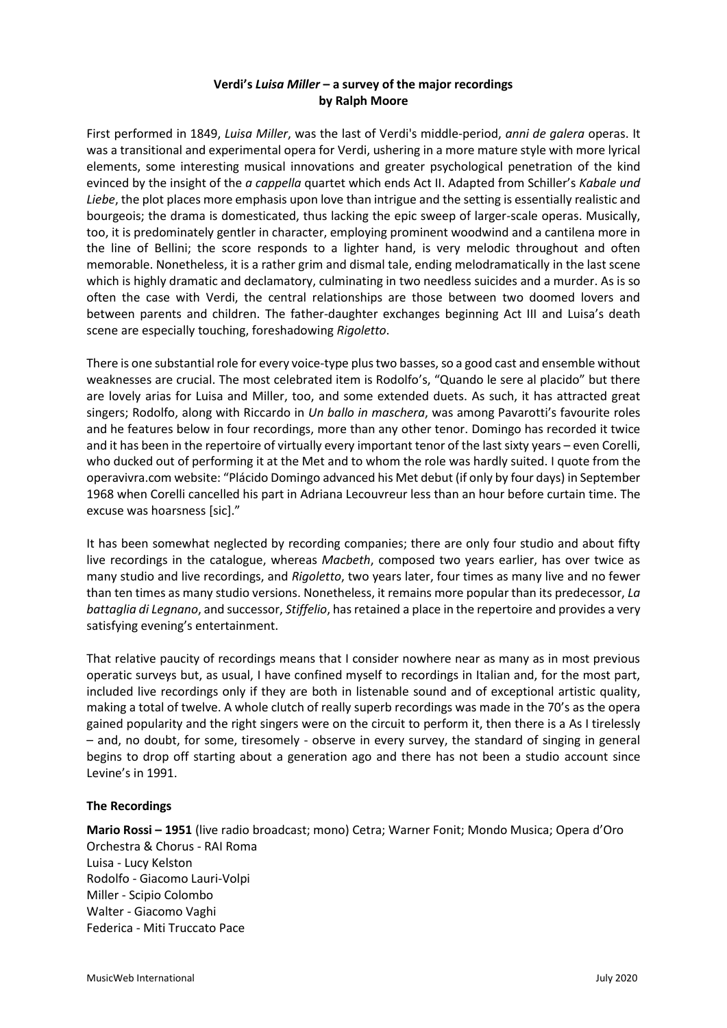# Verdi's *Luisa Miller* – a survey of the major recordings
## by Ralph Moore

First performed in 1849, *Luisa Miller*, was the last of Verdi's middle-period, *anni de galera* operas. It was a transitional and experimental opera for Verdi, ushering in a more mature style with more lyrical elements, some interesting musical innovations and greater psychological penetration of the kind evinced by the insight of the *a cappella* quartet which ends Act II. Adapted from Schiller's *Kabale und Liebe*, the plot places more emphasis upon love than intrigue and the setting is essentially realistic and bourgeois; the drama is domesticated, thus lacking the epic sweep of larger-scale operas. Musically, too, it is predominately gentler in character, employing prominent woodwind and a cantilena more in the line of Bellini; the score responds to a lighter hand, is very melodic throughout and often memorable. Nonetheless, it is a rather grim and dismal tale, ending melodramatically in the last scene which is highly dramatic and declamatory, culminating in two needless suicides and a murder. As is so often the case with Verdi, the central relationships are those between two doomed lovers and between parents and children. The father-daughter exchanges beginning Act III and Luisa's death scene are especially touching, foreshadowing *Rigoletto*.

There is one substantial role for every voice-type plus two basses, so a good cast and ensemble without weaknesses are crucial. The most celebrated item is Rodolfo's, "Quando le sere al placido" but there are lovely arias for Luisa and Miller, too, and some extended duets. As such, it has attracted great singers; Rodolfo, along with Riccardo in *Un ballo in maschera*, was among Pavarotti's favourite roles and he features below in four recordings, more than any other tenor. Domingo has recorded it twice and it has been in the repertoire of virtually every important tenor of the last sixty years – even Corelli, who ducked out of performing it at the Met and to whom the role was hardly suited. I quote from the operavivra.com website: "Plácido Domingo advanced his Met debut (if only by four days) in September 1968 when Corelli cancelled his part in Adriana Lecouvreur less than an hour before curtain time. The excuse was hoarsness [sic]."

It has been somewhat neglected by recording companies; there are only four studio and about fifty live recordings in the catalogue, whereas *Macbeth*, composed two years earlier, has over twice as many studio and live recordings, and *Rigoletto*, two years later, four times as many live and no fewer than ten times as many studio versions. Nonetheless, it remains more popular than its predecessor, *La battaglia di Legnano*, and successor, *Stiffelio*, has retained a place in the repertoire and provides a very satisfying evening's entertainment.

That relative paucity of recordings means that I consider nowhere near as many as in most previous operatic surveys but, as usual, I have confined myself to recordings in Italian and, for the most part, included live recordings only if they are both in listenable sound and of exceptional artistic quality, making a total of twelve. A whole clutch of really superb recordings was made in the 70's as the opera gained popularity and the right singers were on the circuit to perform it, then there is a As I tirelessly – and, no doubt, for some, tiresomely - observe in every survey, the standard of singing in general begins to drop off starting about a generation ago and there has not been a studio account since Levine's in 1991.

### The Recordings

**Mario Rossi – 1951** (live radio broadcast; mono) Cetra; Warner Fonit; Mondo Musica; Opera d'Oro
Orchestra & Chorus - RAI Roma
Luisa - Lucy Kelston
Rodolfo - Giacomo Lauri-Volpi
Miller - Scipio Colombo
Walter - Giacomo Vaghi
Federica - Miti Truccato Pace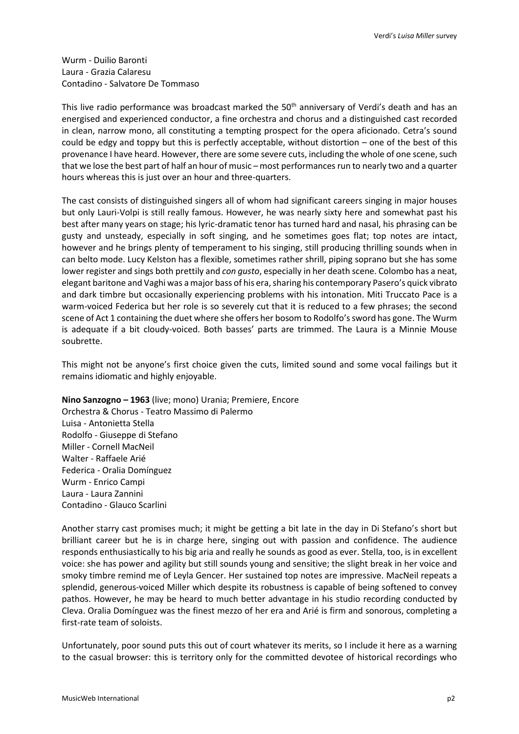Wurm - Duilio Baronti
Laura - Grazia Calaresu
Contadino - Salvatore De Tommaso

This live radio performance was broadcast marked the 50th anniversary of Verdi's death and has an energised and experienced conductor, a fine orchestra and chorus and a distinguished cast recorded in clean, narrow mono, all constituting a tempting prospect for the opera aficionado. Cetra's sound could be edgy and toppy but this is perfectly acceptable, without distortion – one of the best of this provenance I have heard. However, there are some severe cuts, including the whole of one scene, such that we lose the best part of half an hour of music – most performances run to nearly two and a quarter hours whereas this is just over an hour and three-quarters.

The cast consists of distinguished singers all of whom had significant careers singing in major houses but only Lauri-Volpi is still really famous. However, he was nearly sixty here and somewhat past his best after many years on stage; his lyric-dramatic tenor has turned hard and nasal, his phrasing can be gusty and unsteady, especially in soft singing, and he sometimes goes flat; top notes are intact, however and he brings plenty of temperament to his singing, still producing thrilling sounds when in can belto mode. Lucy Kelston has a flexible, sometimes rather shrill, piping soprano but she has some lower register and sings both prettily and *con gusto*, especially in her death scene. Colombo has a neat, elegant baritone and Vaghi was a major bass of his era, sharing his contemporary Pasero's quick vibrato and dark timbre but occasionally experiencing problems with his intonation. Miti Truccato Pace is a warm-voiced Federica but her role is so severely cut that it is reduced to a few phrases; the second scene of Act 1 containing the duet where she offers her bosom to Rodolfo's sword has gone. The Wurm is adequate if a bit cloudy-voiced. Both basses' parts are trimmed. The Laura is a Minnie Mouse soubrette.

This might not be anyone's first choice given the cuts, limited sound and some vocal failings but it remains idiomatic and highly enjoyable.

**Nino Sanzogno – 1963** (live; mono) Urania; Premiere, Encore
Orchestra & Chorus - Teatro Massimo di Palermo
Luisa - Antonietta Stella
Rodolfo - Giuseppe di Stefano
Miller - Cornell MacNeil
Walter - Raffaele Arié
Federica - Oralia Domínguez
Wurm - Enrico Campi
Laura - Laura Zannini
Contadino - Glauco Scarlini

Another starry cast promises much; it might be getting a bit late in the day in Di Stefano's short but brilliant career but he is in charge here, singing out with passion and confidence. The audience responds enthusiastically to his big aria and really he sounds as good as ever. Stella, too, is in excellent voice: she has power and agility but still sounds young and sensitive; the slight break in her voice and smoky timbre remind me of Leyla Gencer. Her sustained top notes are impressive. MacNeil repeats a splendid, generous-voiced Miller which despite its robustness is capable of being softened to convey pathos. However, he may be heard to much better advantage in his studio recording conducted by Cleva. Oralia Domínguez was the finest mezzo of her era and Arié is firm and sonorous, completing a first-rate team of soloists.

Unfortunately, poor sound puts this out of court whatever its merits, so I include it here as a warning to the casual browser: this is territory only for the committed devotee of historical recordings who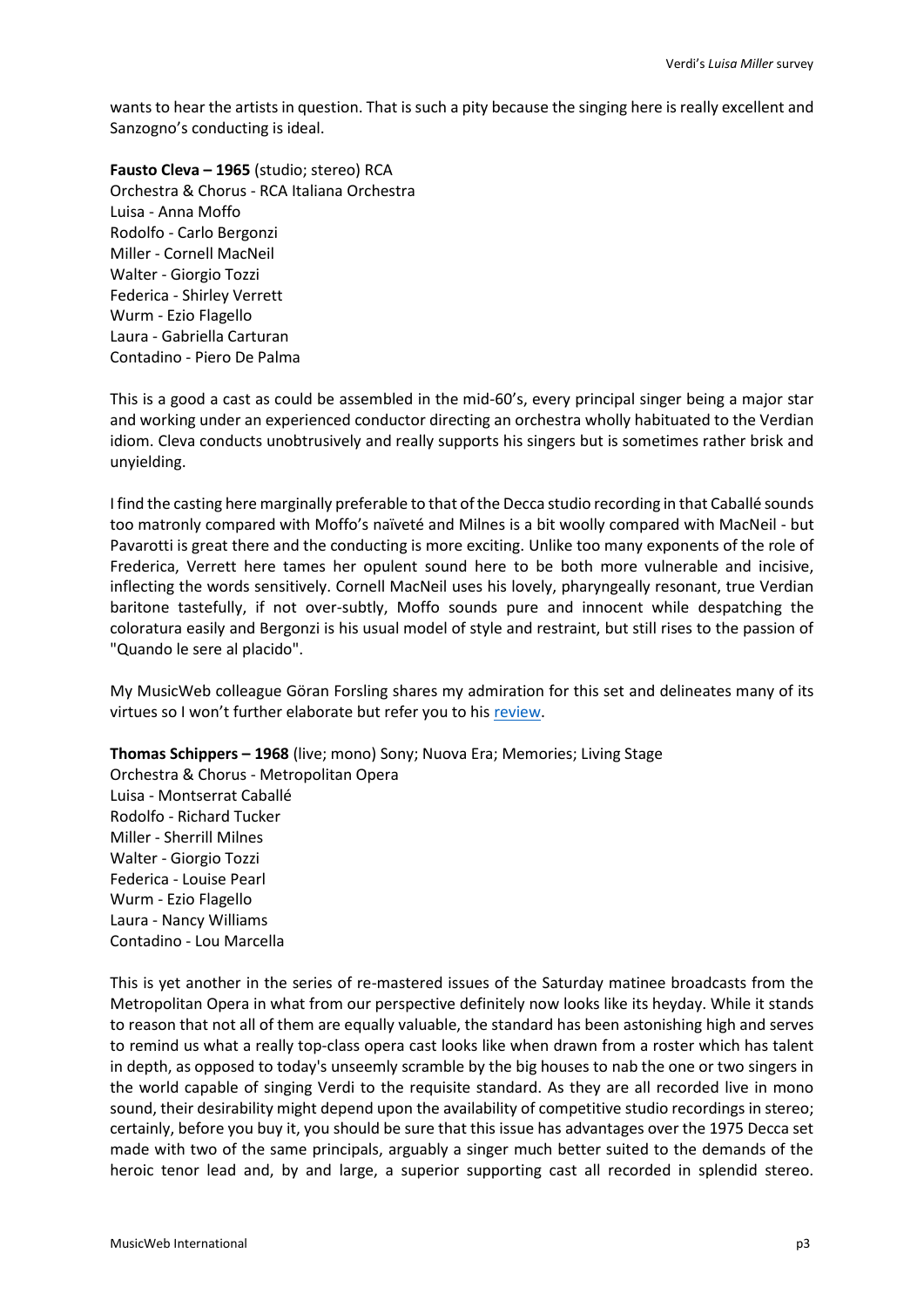wants to hear the artists in question. That is such a pity because the singing here is really excellent and Sanzogno's conducting is ideal.

**Fausto Cleva – 1965** (studio; stereo) RCA
Orchestra & Chorus - RCA Italiana Orchestra
Luisa - Anna Moffo
Rodolfo - Carlo Bergonzi
Miller - Cornell MacNeil
Walter - Giorgio Tozzi
Federica - Shirley Verrett
Wurm - Ezio Flagello
Laura - Gabriella Carturan
Contadino - Piero De Palma

This is a good a cast as could be assembled in the mid-60's, every principal singer being a major star and working under an experienced conductor directing an orchestra wholly habituated to the Verdian idiom. Cleva conducts unobtrusively and really supports his singers but is sometimes rather brisk and unyielding.

I find the casting here marginally preferable to that of the Decca studio recording in that Caballé sounds too matronly compared with Moffo's naïveté and Milnes is a bit woolly compared with MacNeil - but Pavarotti is great there and the conducting is more exciting. Unlike too many exponents of the role of Frederica, Verrett here tames her opulent sound here to be both more vulnerable and incisive, inflecting the words sensitively. Cornell MacNeil uses his lovely, pharyngeally resonant, true Verdian baritone tastefully, if not over-subtly, Moffo sounds pure and innocent while despatching the coloratura easily and Bergonzi is his usual model of style and restraint, but still rises to the passion of "Quando le sere al placido".

My MusicWeb colleague Göran Forsling shares my admiration for this set and delineates many of its virtues so I won't further elaborate but refer you to his review.

**Thomas Schippers – 1968** (live; mono) Sony; Nuova Era; Memories; Living Stage
Orchestra & Chorus - Metropolitan Opera
Luisa - Montserrat Caballé
Rodolfo - Richard Tucker
Miller - Sherrill Milnes
Walter - Giorgio Tozzi
Federica - Louise Pearl
Wurm - Ezio Flagello
Laura - Nancy Williams
Contadino - Lou Marcella

This is yet another in the series of re-mastered issues of the Saturday matinee broadcasts from the Metropolitan Opera in what from our perspective definitely now looks like its heyday. While it stands to reason that not all of them are equally valuable, the standard has been astonishing high and serves to remind us what a really top-class opera cast looks like when drawn from a roster which has talent in depth, as opposed to today's unseemly scramble by the big houses to nab the one or two singers in the world capable of singing Verdi to the requisite standard. As they are all recorded live in mono sound, their desirability might depend upon the availability of competitive studio recordings in stereo; certainly, before you buy it, you should be sure that this issue has advantages over the 1975 Decca set made with two of the same principals, arguably a singer much better suited to the demands of the heroic tenor lead and, by and large, a superior supporting cast all recorded in splendid stereo.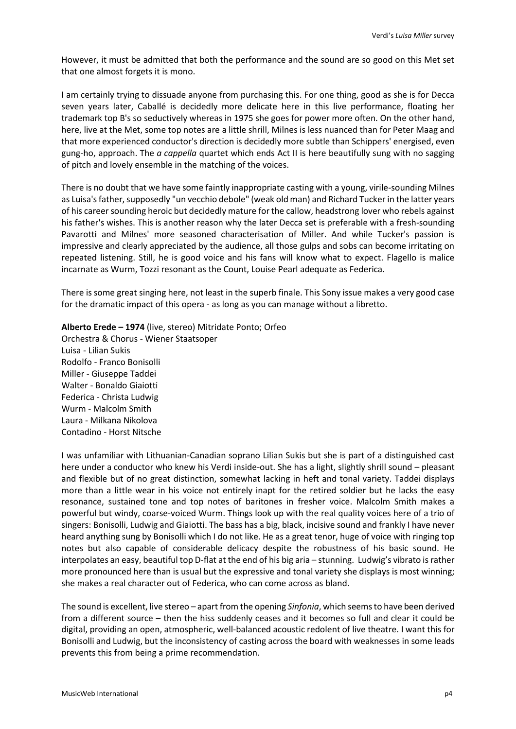However, it must be admitted that both the performance and the sound are so good on this Met set that one almost forgets it is mono.

I am certainly trying to dissuade anyone from purchasing this. For one thing, good as she is for Decca seven years later, Caballé is decidedly more delicate here in this live performance, floating her trademark top B's so seductively whereas in 1975 she goes for power more often. On the other hand, here, live at the Met, some top notes are a little shrill, Milnes is less nuanced than for Peter Maag and that more experienced conductor's direction is decidedly more subtle than Schippers' energised, even gung-ho, approach. The *a cappella* quartet which ends Act II is here beautifully sung with no sagging of pitch and lovely ensemble in the matching of the voices.

There is no doubt that we have some faintly inappropriate casting with a young, virile-sounding Milnes as Luisa's father, supposedly "un vecchio debole" (weak old man) and Richard Tucker in the latter years of his career sounding heroic but decidedly mature for the callow, headstrong lover who rebels against his father's wishes. This is another reason why the later Decca set is preferable with a fresh-sounding Pavarotti and Milnes' more seasoned characterisation of Miller. And while Tucker's passion is impressive and clearly appreciated by the audience, all those gulps and sobs can become irritating on repeated listening. Still, he is good voice and his fans will know what to expect. Flagello is malice incarnate as Wurm, Tozzi resonant as the Count, Louise Pearl adequate as Federica.

There is some great singing here, not least in the superb finale. This Sony issue makes a very good case for the dramatic impact of this opera - as long as you can manage without a libretto.

**Alberto Erede – 1974** (live, stereo) Mitridate Ponto; Orfeo
Orchestra & Chorus - Wiener Staatsoper
Luisa - Lilian Sukis
Rodolfo - Franco Bonisolli
Miller - Giuseppe Taddei
Walter - Bonaldo Giaiotti
Federica - Christa Ludwig
Wurm - Malcolm Smith
Laura - Milkana Nikolova
Contadino - Horst Nitsche

I was unfamiliar with Lithuanian-Canadian soprano Lilian Sukis but she is part of a distinguished cast here under a conductor who knew his Verdi inside-out. She has a light, slightly shrill sound – pleasant and flexible but of no great distinction, somewhat lacking in heft and tonal variety. Taddei displays more than a little wear in his voice not entirely inapt for the retired soldier but he lacks the easy resonance, sustained tone and top notes of baritones in fresher voice. Malcolm Smith makes a powerful but windy, coarse-voiced Wurm. Things look up with the real quality voices here of a trio of singers: Bonisolli, Ludwig and Giaiotti. The bass has a big, black, incisive sound and frankly I have never heard anything sung by Bonisolli which I do not like. He as a great tenor, huge of voice with ringing top notes but also capable of considerable delicacy despite the robustness of his basic sound. He interpolates an easy, beautiful top D-flat at the end of his big aria – stunning. Ludwig's vibrato is rather more pronounced here than is usual but the expressive and tonal variety she displays is most winning; she makes a real character out of Federica, who can come across as bland.

The sound is excellent, live stereo – apart from the opening *Sinfonia*, which seems to have been derived from a different source – then the hiss suddenly ceases and it becomes so full and clear it could be digital, providing an open, atmospheric, well-balanced acoustic redolent of live theatre. I want this for Bonisolli and Ludwig, but the inconsistency of casting across the board with weaknesses in some leads prevents this from being a prime recommendation.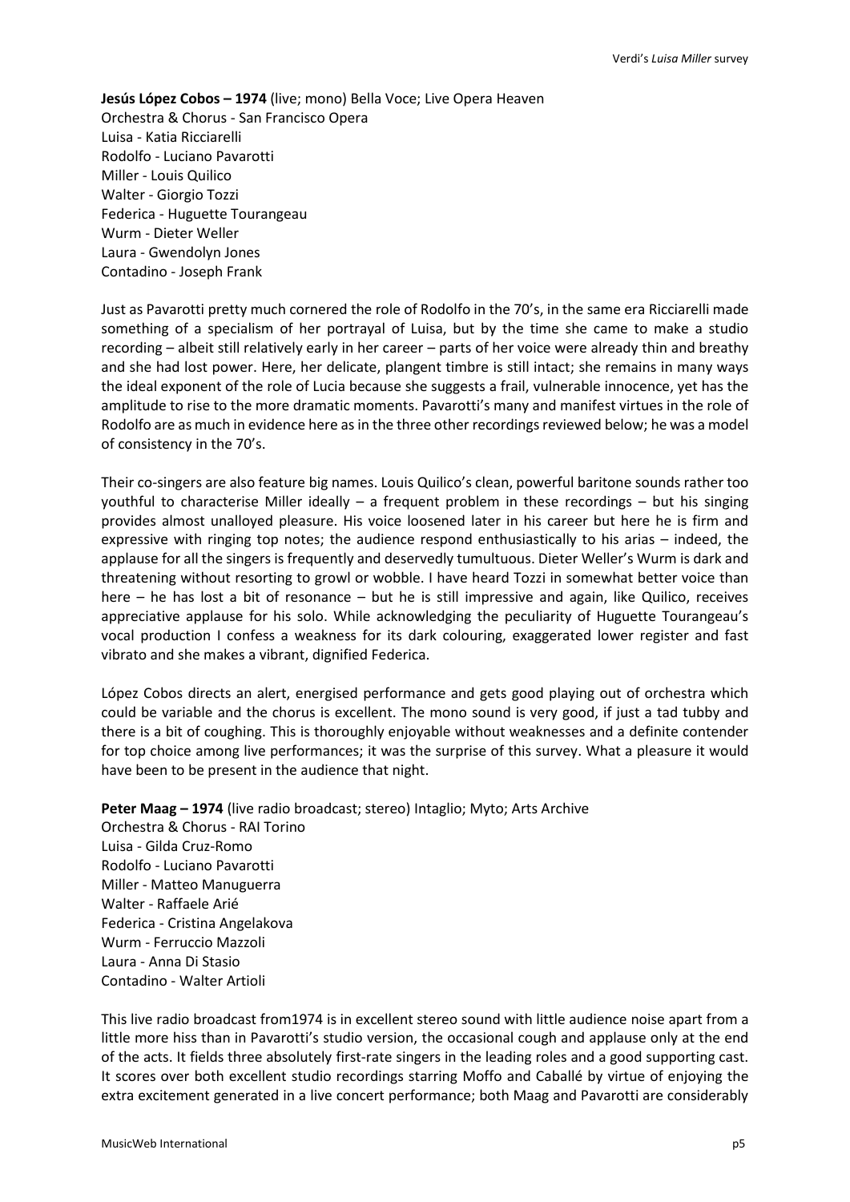**Jesús López Cobos – 1974** (live; mono) Bella Voce; Live Opera Heaven
Orchestra & Chorus - San Francisco Opera
Luisa - Katia Ricciarelli
Rodolfo - Luciano Pavarotti
Miller - Louis Quilico
Walter - Giorgio Tozzi
Federica - Huguette Tourangeau
Wurm - Dieter Weller
Laura - Gwendolyn Jones
Contadino - Joseph Frank

Just as Pavarotti pretty much cornered the role of Rodolfo in the 70's, in the same era Ricciarelli made something of a specialism of her portrayal of Luisa, but by the time she came to make a studio recording – albeit still relatively early in her career – parts of her voice were already thin and breathy and she had lost power. Here, her delicate, plangent timbre is still intact; she remains in many ways the ideal exponent of the role of Lucia because she suggests a frail, vulnerable innocence, yet has the amplitude to rise to the more dramatic moments. Pavarotti's many and manifest virtues in the role of Rodolfo are as much in evidence here as in the three other recordings reviewed below; he was a model of consistency in the 70's.

Their co-singers are also feature big names. Louis Quilico's clean, powerful baritone sounds rather too youthful to characterise Miller ideally – a frequent problem in these recordings – but his singing provides almost unalloyed pleasure. His voice loosened later in his career but here he is firm and expressive with ringing top notes; the audience respond enthusiastically to his arias – indeed, the applause for all the singers is frequently and deservedly tumultuous. Dieter Weller's Wurm is dark and threatening without resorting to growl or wobble. I have heard Tozzi in somewhat better voice than here – he has lost a bit of resonance – but he is still impressive and again, like Quilico, receives appreciative applause for his solo. While acknowledging the peculiarity of Huguette Tourangeau's vocal production I confess a weakness for its dark colouring, exaggerated lower register and fast vibrato and she makes a vibrant, dignified Federica.

López Cobos directs an alert, energised performance and gets good playing out of orchestra which could be variable and the chorus is excellent. The mono sound is very good, if just a tad tubby and there is a bit of coughing. This is thoroughly enjoyable without weaknesses and a definite contender for top choice among live performances; it was the surprise of this survey. What a pleasure it would have been to be present in the audience that night.

**Peter Maag – 1974** (live radio broadcast; stereo) Intaglio; Myto; Arts Archive
Orchestra & Chorus - RAI Torino
Luisa - Gilda Cruz-Romo
Rodolfo - Luciano Pavarotti
Miller - Matteo Manuguerra
Walter - Raffaele Arié
Federica - Cristina Angelakova
Wurm - Ferruccio Mazzoli
Laura - Anna Di Stasio
Contadino - Walter Artioli

This live radio broadcast from1974 is in excellent stereo sound with little audience noise apart from a little more hiss than in Pavarotti's studio version, the occasional cough and applause only at the end of the acts. It fields three absolutely first-rate singers in the leading roles and a good supporting cast. It scores over both excellent studio recordings starring Moffo and Caballé by virtue of enjoying the extra excitement generated in a live concert performance; both Maag and Pavarotti are considerably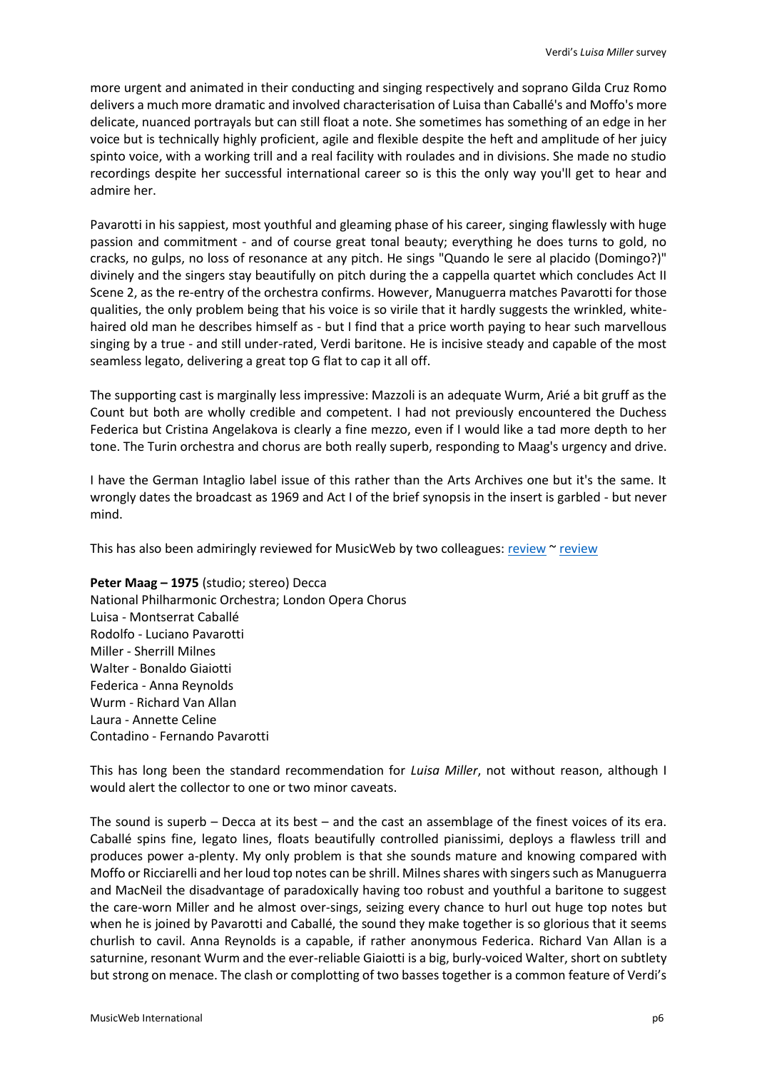more urgent and animated in their conducting and singing respectively and soprano Gilda Cruz Romo delivers a much more dramatic and involved characterisation of Luisa than Caballé's and Moffo's more delicate, nuanced portrayals but can still float a note. She sometimes has something of an edge in her voice but is technically highly proficient, agile and flexible despite the heft and amplitude of her juicy spinto voice, with a working trill and a real facility with roulades and in divisions. She made no studio recordings despite her successful international career so is this the only way you'll get to hear and admire her.

Pavarotti in his sappiest, most youthful and gleaming phase of his career, singing flawlessly with huge passion and commitment - and of course great tonal beauty; everything he does turns to gold, no cracks, no gulps, no loss of resonance at any pitch. He sings "Quando le sere al placido (Domingo?)" divinely and the singers stay beautifully on pitch during the a cappella quartet which concludes Act II Scene 2, as the re-entry of the orchestra confirms. However, Manuguerra matches Pavarotti for those qualities, the only problem being that his voice is so virile that it hardly suggests the wrinkled, white-haired old man he describes himself as - but I find that a price worth paying to hear such marvellous singing by a true - and still under-rated, Verdi baritone. He is incisive steady and capable of the most seamless legato, delivering a great top G flat to cap it all off.

The supporting cast is marginally less impressive: Mazzoli is an adequate Wurm, Arié a bit gruff as the Count but both are wholly credible and competent. I had not previously encountered the Duchess Federica but Cristina Angelakova is clearly a fine mezzo, even if I would like a tad more depth to her tone. The Turin orchestra and chorus are both really superb, responding to Maag's urgency and drive.

I have the German Intaglio label issue of this rather than the Arts Archives one but it's the same. It wrongly dates the broadcast as 1969 and Act I of the brief synopsis in the insert is garbled - but never mind.

This has also been admiringly reviewed for MusicWeb by two colleagues: review ~ review

**Peter Maag – 1975** (studio; stereo) Decca
National Philharmonic Orchestra; London Opera Chorus
Luisa - Montserrat Caballé
Rodolfo - Luciano Pavarotti
Miller - Sherrill Milnes
Walter - Bonaldo Giaiotti
Federica - Anna Reynolds
Wurm - Richard Van Allan
Laura - Annette Celine
Contadino - Fernando Pavarotti

This has long been the standard recommendation for *Luisa Miller*, not without reason, although I would alert the collector to one or two minor caveats.

The sound is superb – Decca at its best – and the cast an assemblage of the finest voices of its era. Caballé spins fine, legato lines, floats beautifully controlled pianissimi, deploys a flawless trill and produces power a-plenty. My only problem is that she sounds mature and knowing compared with Moffo or Ricciarelli and her loud top notes can be shrill. Milnes shares with singers such as Manuguerra and MacNeil the disadvantage of paradoxically having too robust and youthful a baritone to suggest the care-worn Miller and he almost over-sings, seizing every chance to hurl out huge top notes but when he is joined by Pavarotti and Caballé, the sound they make together is so glorious that it seems churlish to cavil. Anna Reynolds is a capable, if rather anonymous Federica. Richard Van Allan is a saturnine, resonant Wurm and the ever-reliable Giaiotti is a big, burly-voiced Walter, short on subtlety but strong on menace. The clash or complotting of two basses together is a common feature of Verdi's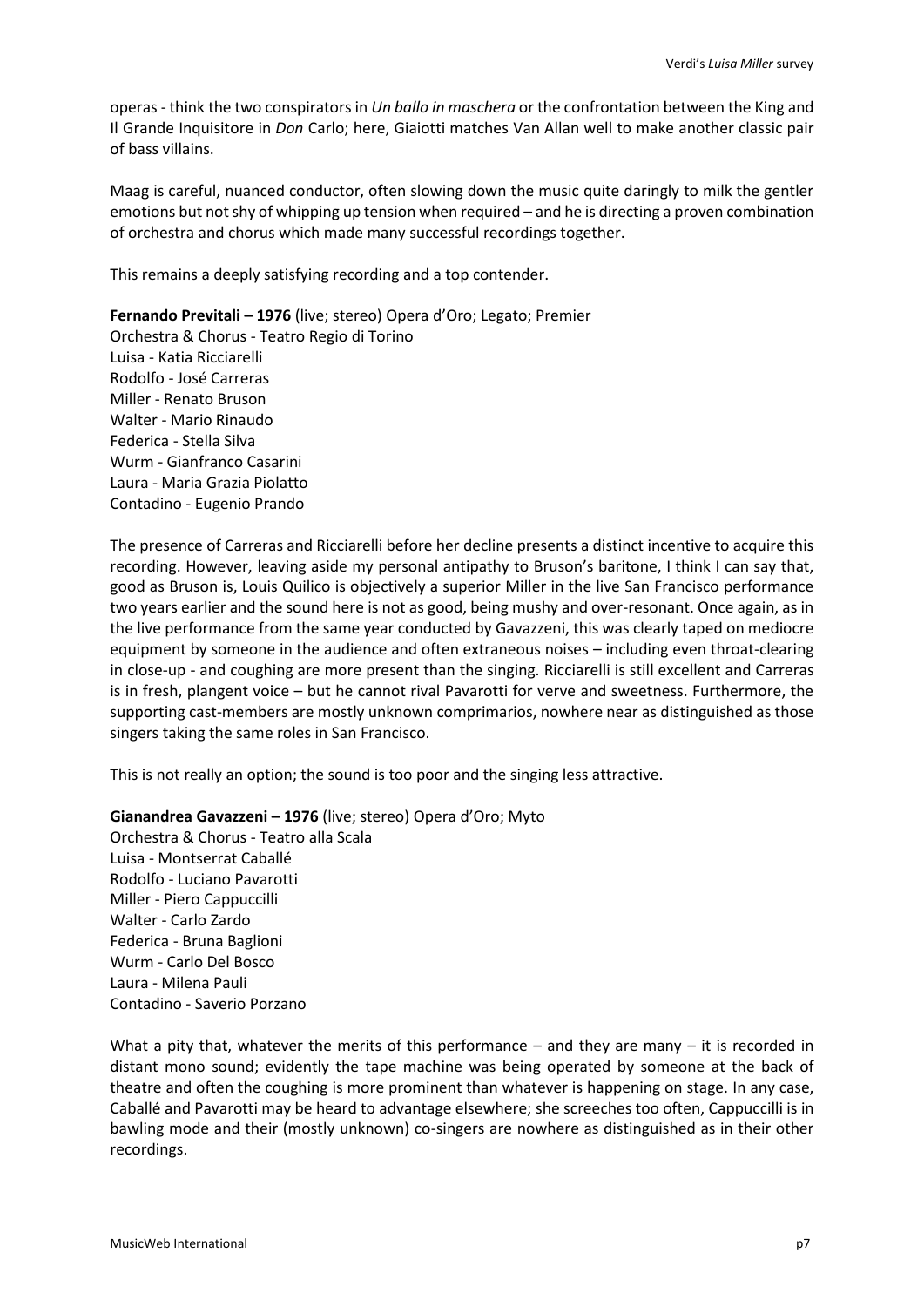operas - think the two conspirators in *Un ballo in maschera* or the confrontation between the King and Il Grande Inquisitore in *Don* Carlo; here, Giaiotti matches Van Allan well to make another classic pair of bass villains.

Maag is careful, nuanced conductor, often slowing down the music quite daringly to milk the gentler emotions but not shy of whipping up tension when required – and he is directing a proven combination of orchestra and chorus which made many successful recordings together.

This remains a deeply satisfying recording and a top contender.

**Fernando Previtali – 1976** (live; stereo) Opera d'Oro; Legato; Premier
Orchestra & Chorus - Teatro Regio di Torino
Luisa - Katia Ricciarelli
Rodolfo - José Carreras
Miller - Renato Bruson
Walter - Mario Rinaudo
Federica - Stella Silva
Wurm - Gianfranco Casarini
Laura - Maria Grazia Piolatto
Contadino - Eugenio Prando

The presence of Carreras and Ricciarelli before her decline presents a distinct incentive to acquire this recording. However, leaving aside my personal antipathy to Bruson's baritone, I think I can say that, good as Bruson is, Louis Quilico is objectively a superior Miller in the live San Francisco performance two years earlier and the sound here is not as good, being mushy and over-resonant. Once again, as in the live performance from the same year conducted by Gavazzeni, this was clearly taped on mediocre equipment by someone in the audience and often extraneous noises – including even throat-clearing in close-up - and coughing are more present than the singing. Ricciarelli is still excellent and Carreras is in fresh, plangent voice – but he cannot rival Pavarotti for verve and sweetness. Furthermore, the supporting cast-members are mostly unknown comprimarios, nowhere near as distinguished as those singers taking the same roles in San Francisco.

This is not really an option; the sound is too poor and the singing less attractive.

**Gianandrea Gavazzeni – 1976** (live; stereo) Opera d'Oro; Myto
Orchestra & Chorus - Teatro alla Scala
Luisa - Montserrat Caballé
Rodolfo - Luciano Pavarotti
Miller - Piero Cappuccilli
Walter - Carlo Zardo
Federica - Bruna Baglioni
Wurm - Carlo Del Bosco
Laura - Milena Pauli
Contadino - Saverio Porzano

What a pity that, whatever the merits of this performance – and they are many – it is recorded in distant mono sound; evidently the tape machine was being operated by someone at the back of theatre and often the coughing is more prominent than whatever is happening on stage. In any case, Caballé and Pavarotti may be heard to advantage elsewhere; she screeches too often, Cappuccilli is in bawling mode and their (mostly unknown) co-singers are nowhere as distinguished as in their other recordings.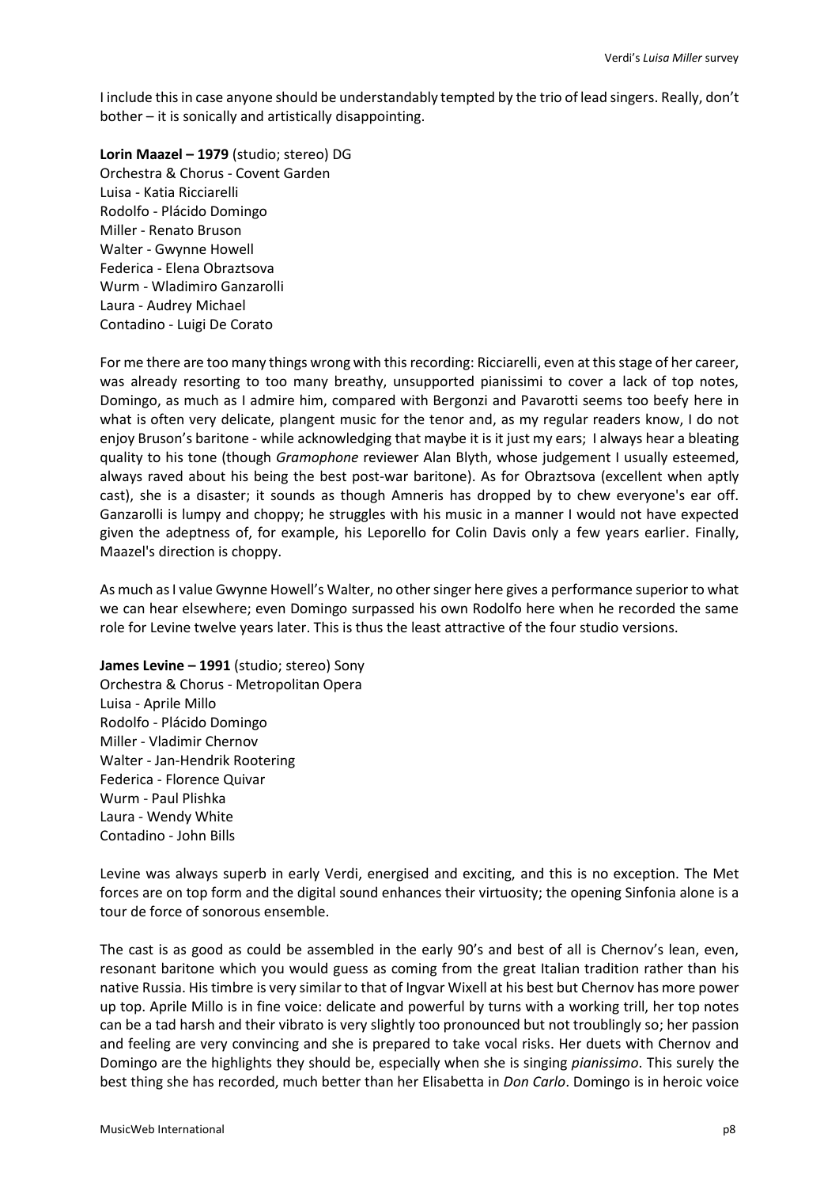I include this in case anyone should be understandably tempted by the trio of lead singers. Really, don't bother – it is sonically and artistically disappointing.

**Lorin Maazel – 1979** (studio; stereo) DG
Orchestra & Chorus - Covent Garden
Luisa - Katia Ricciarelli
Rodolfo - Plácido Domingo
Miller - Renato Bruson
Walter - Gwynne Howell
Federica - Elena Obraztsova
Wurm - Wladimiro Ganzarolli
Laura - Audrey Michael
Contadino - Luigi De Corato

For me there are too many things wrong with this recording: Ricciarelli, even at this stage of her career, was already resorting to too many breathy, unsupported pianissimi to cover a lack of top notes, Domingo, as much as I admire him, compared with Bergonzi and Pavarotti seems too beefy here in what is often very delicate, plangent music for the tenor and, as my regular readers know, I do not enjoy Bruson's baritone - while acknowledging that maybe it is it just my ears; I always hear a bleating quality to his tone (though *Gramophone* reviewer Alan Blyth, whose judgement I usually esteemed, always raved about his being the best post-war baritone). As for Obraztsova (excellent when aptly cast), she is a disaster; it sounds as though Amneris has dropped by to chew everyone's ear off. Ganzarolli is lumpy and choppy; he struggles with his music in a manner I would not have expected given the adeptness of, for example, his Leporello for Colin Davis only a few years earlier. Finally, Maazel's direction is choppy.

As much as I value Gwynne Howell's Walter, no other singer here gives a performance superior to what we can hear elsewhere; even Domingo surpassed his own Rodolfo here when he recorded the same role for Levine twelve years later. This is thus the least attractive of the four studio versions.

**James Levine – 1991** (studio; stereo) Sony
Orchestra & Chorus - Metropolitan Opera
Luisa - Aprile Millo
Rodolfo - Plácido Domingo
Miller - Vladimir Chernov
Walter - Jan-Hendrik Rootering
Federica - Florence Quivar
Wurm - Paul Plishka
Laura - Wendy White
Contadino - John Bills

Levine was always superb in early Verdi, energised and exciting, and this is no exception. The Met forces are on top form and the digital sound enhances their virtuosity; the opening Sinfonia alone is a tour de force of sonorous ensemble.

The cast is as good as could be assembled in the early 90's and best of all is Chernov's lean, even, resonant baritone which you would guess as coming from the great Italian tradition rather than his native Russia. His timbre is very similar to that of Ingvar Wixell at his best but Chernov has more power up top. Aprile Millo is in fine voice: delicate and powerful by turns with a working trill, her top notes can be a tad harsh and their vibrato is very slightly too pronounced but not troublingly so; her passion and feeling are very convincing and she is prepared to take vocal risks. Her duets with Chernov and Domingo are the highlights they should be, especially when she is singing *pianissimo*. This surely the best thing she has recorded, much better than her Elisabetta in *Don Carlo*. Domingo is in heroic voice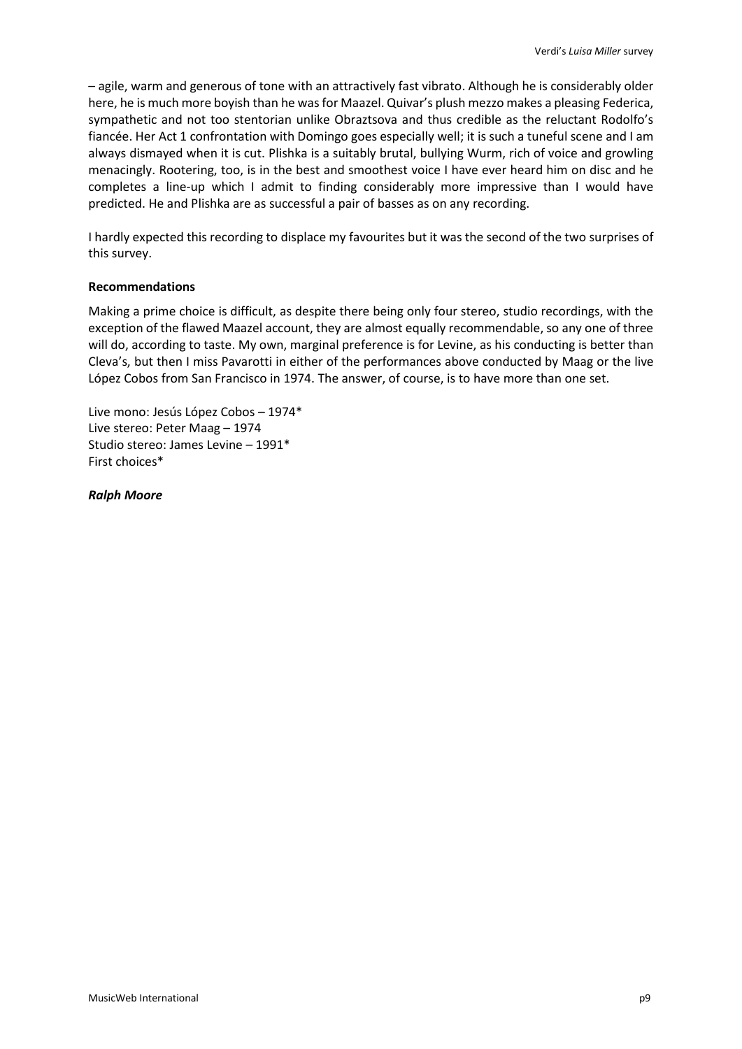– agile, warm and generous of tone with an attractively fast vibrato. Although he is considerably older here, he is much more boyish than he was for Maazel. Quivar's plush mezzo makes a pleasing Federica, sympathetic and not too stentorian unlike Obraztsova and thus credible as the reluctant Rodolfo's fiancée. Her Act 1 confrontation with Domingo goes especially well; it is such a tuneful scene and I am always dismayed when it is cut. Plishka is a suitably brutal, bullying Wurm, rich of voice and growling menacingly. Rootering, too, is in the best and smoothest voice I have ever heard him on disc and he completes a line-up which I admit to finding considerably more impressive than I would have predicted. He and Plishka are as successful a pair of basses as on any recording.

I hardly expected this recording to displace my favourites but it was the second of the two surprises of this survey.

**Recommendations**

Making a prime choice is difficult, as despite there being only four stereo, studio recordings, with the exception of the flawed Maazel account, they are almost equally recommendable, so any one of three will do, according to taste. My own, marginal preference is for Levine, as his conducting is better than Cleva's, but then I miss Pavarotti in either of the performances above conducted by Maag or the live López Cobos from San Francisco in 1974. The answer, of course, is to have more than one set.

Live mono: Jesús López Cobos – 1974*
Live stereo: Peter Maag – 1974
Studio stereo: James Levine – 1991*
First choices*

***Ralph Moore***